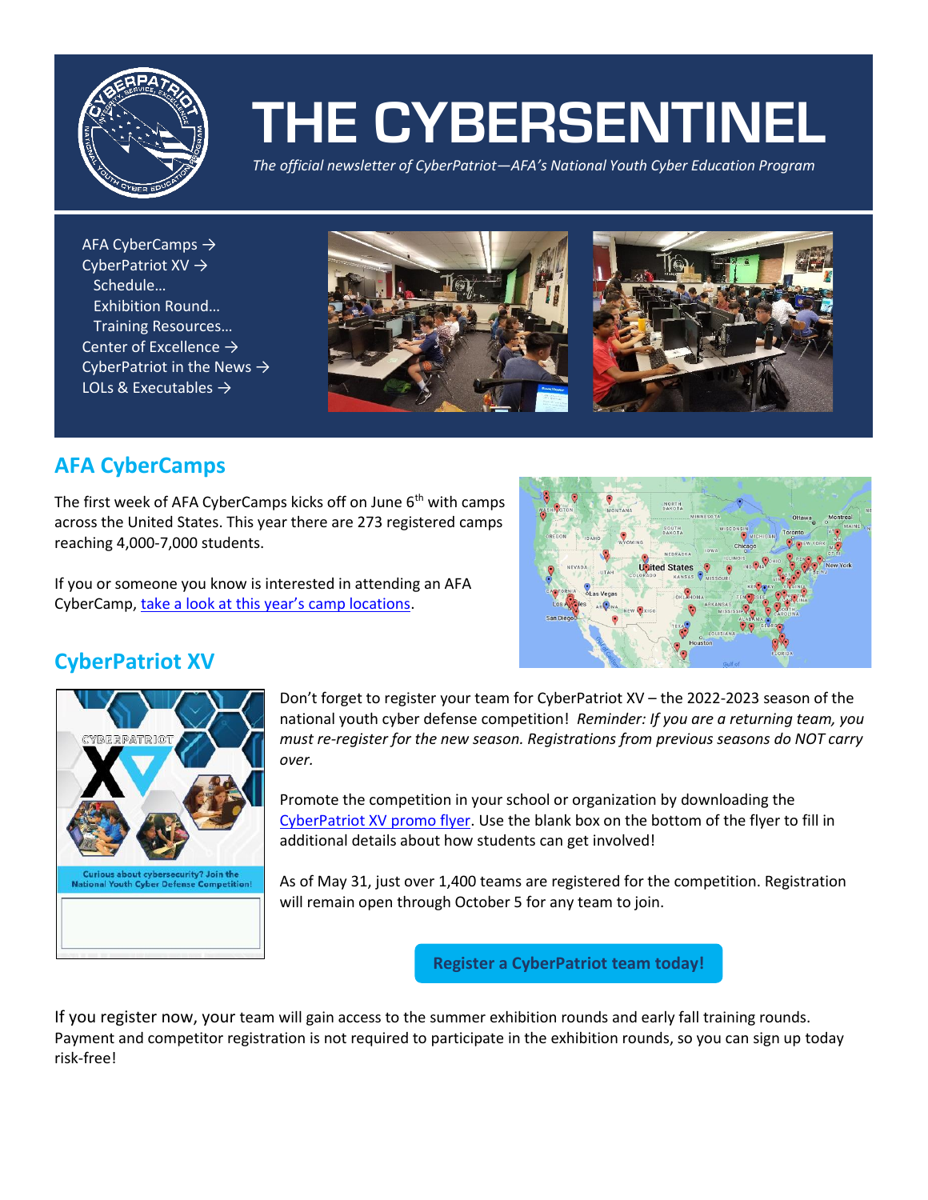# THE CYBERSENTINEL

*The official newsletter of CyberPatriot—AFA's National Youth Cyber Education Program*

- AFA CyberCamps →
- CyberPatriot XV →
  - Schedule…
  - Exhibition Round…
  - Training Resources…
- Center of Excellence →
- CyberPatriot in the News →
- LOLs & Executables →

## AFA CyberCamps

The first week of AFA CyberCamps kicks off on June 6th with camps across the United States. This year there are 273 registered camps reaching 4,000-7,000 students.

If you or someone you know is interested in attending an AFA CyberCamp, take a look at this year's camp locations.

## CyberPatriot XV

Don't forget to register your team for CyberPatriot XV – the 2022-2023 season of the national youth cyber defense competition! *Reminder: If you are a returning team, you must re-register for the new season. Registrations from previous seasons do NOT carry over.*

Promote the competition in your school or organization by downloading the CyberPatriot XV promo flyer. Use the blank box on the bottom of the flyer to fill in additional details about how students can get involved!

As of May 31, just over 1,400 teams are registered for the competition. Registration will remain open through October 5 for any team to join.

**Register a CyberPatriot team today!**

If you register now, your team will gain access to the summer exhibition rounds and early fall training rounds. Payment and competitor registration is not required to participate in the exhibition rounds, so you can sign up today risk-free!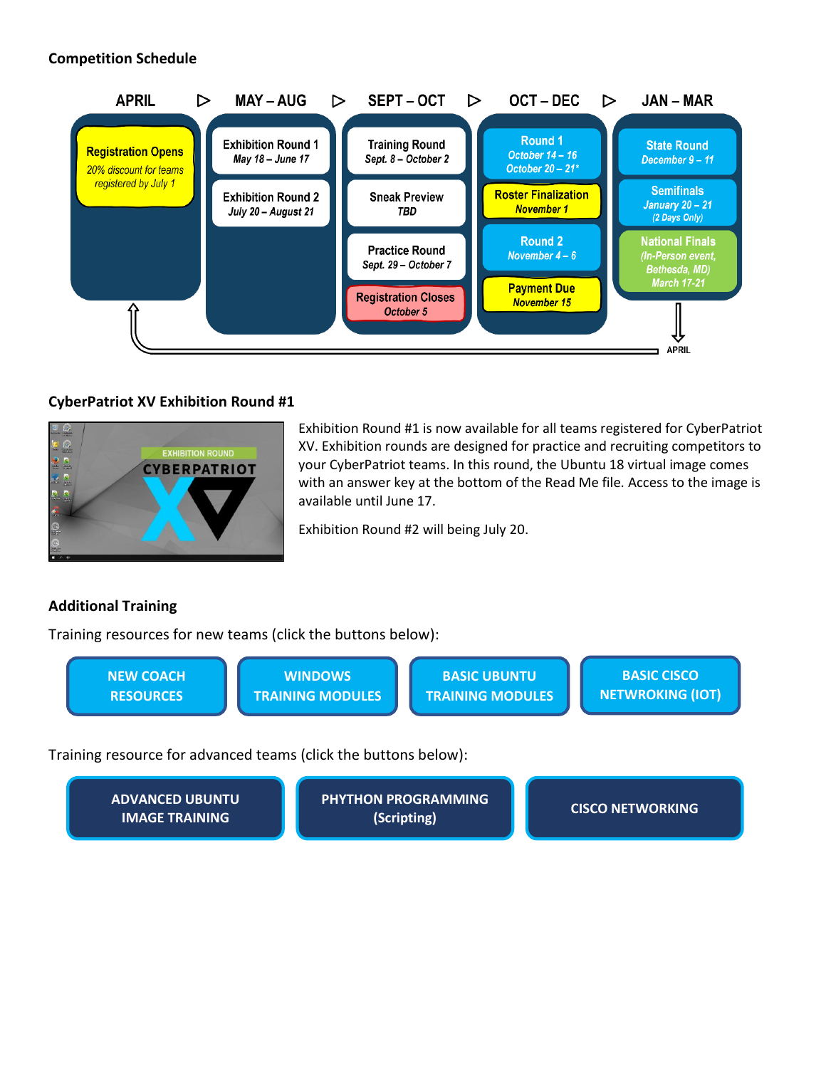**Competition Schedule**

APRIL ▷ MAY – AUG ▷ SEPT – OCT ▷ OCT – DEC ▷ JAN – MAR

**APRIL**
- Registration Opens — *20% discount for teams registered by July 1*

**MAY – AUG**
- Exhibition Round 1 — *May 18 – June 17*
- Exhibition Round 2 — *July 20 – August 21*

**SEPT – OCT**
- Training Round — *Sept. 8 – October 2*
- Sneak Preview — *TBD*
- Practice Round — *Sept. 29 – October 7*
- Registration Closes — *October 5*

**OCT – DEC**
- Round 1 — *October 14 – 16, October 20 – 21**
- Roster Finalization — *November 1*
- Round 2 — *November 4 – 6*
- Payment Due — *November 15*

**JAN – MAR**
- State Round — *December 9 – 11*
- Semifinals — *January 20 – 21 (2 Days Only)*
- National Finals — *(In-Person event, Bethesda, MD) March 17-21*

APRIL

**CyberPatriot XV Exhibition Round #1**

Exhibition Round #1 is now available for all teams registered for CyberPatriot XV. Exhibition rounds are designed for practice and recruiting competitors to your CyberPatriot teams. In this round, the Ubuntu 18 virtual image comes with an answer key at the bottom of the Read Me file. Access to the image is available until June 17.

Exhibition Round #2 will being July 20.

**Additional Training**

Training resources for new teams (click the buttons below):

- NEW COACH RESOURCES
- WINDOWS TRAINING MODULES
- BASIC UBUNTU TRAINING MODULES
- BASIC CISCO NETWROKING (IOT)

Training resource for advanced teams (click the buttons below):

- ADVANCED UBUNTU IMAGE TRAINING
- PHYTHON PROGRAMMING (Scripting)
- CISCO NETWORKING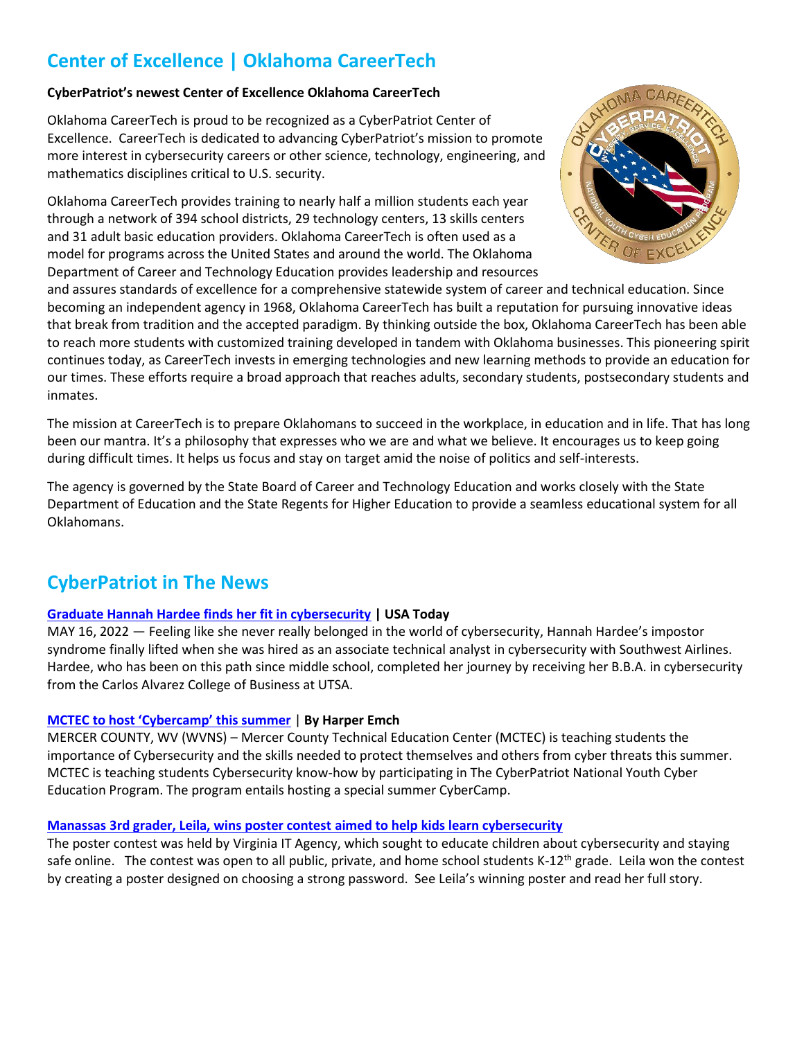## Center of Excellence | Oklahoma CareerTech

**CyberPatriot's newest Center of Excellence Oklahoma CareerTech**

Oklahoma CareerTech is proud to be recognized as a CyberPatriot Center of Excellence. CareerTech is dedicated to advancing CyberPatriot's mission to promote more interest in cybersecurity careers or other science, technology, engineering, and mathematics disciplines critical to U.S. security.

Oklahoma CareerTech provides training to nearly half a million students each year through a network of 394 school districts, 29 technology centers, 13 skills centers and 31 adult basic education providers. Oklahoma CareerTech is often used as a model for programs across the United States and around the world. The Oklahoma Department of Career and Technology Education provides leadership and resources and assures standards of excellence for a comprehensive statewide system of career and technical education. Since becoming an independent agency in 1968, Oklahoma CareerTech has built a reputation for pursuing innovative ideas that break from tradition and the accepted paradigm. By thinking outside the box, Oklahoma CareerTech has been able to reach more students with customized training developed in tandem with Oklahoma businesses. This pioneering spirit continues today, as CareerTech invests in emerging technologies and new learning methods to provide an education for our times. These efforts require a broad approach that reaches adults, secondary students, postsecondary students and inmates.

The mission at CareerTech is to prepare Oklahomans to succeed in the workplace, in education and in life. That has long been our mantra. It's a philosophy that expresses who we are and what we believe. It encourages us to keep going during difficult times. It helps us focus and stay on target amid the noise of politics and self-interests.

The agency is governed by the State Board of Career and Technology Education and works closely with the State Department of Education and the State Regents for Higher Education to provide a seamless educational system for all Oklahomans.

## CyberPatriot in The News

**Graduate Hannah Hardee finds her fit in cybersecurity | USA Today**

MAY 16, 2022 — Feeling like she never really belonged in the world of cybersecurity, Hannah Hardee's impostor syndrome finally lifted when she was hired as an associate technical analyst in cybersecurity with Southwest Airlines. Hardee, who has been on this path since middle school, completed her journey by receiving her B.B.A. in cybersecurity from the Carlos Alvarez College of Business at UTSA.

**MCTEC to host 'Cybercamp' this summer | By Harper Emch**

MERCER COUNTY, WV (WVNS) – Mercer County Technical Education Center (MCTEC) is teaching students the importance of Cybersecurity and the skills needed to protect themselves and others from cyber threats this summer. MCTEC is teaching students Cybersecurity know-how by participating in The CyberPatriot National Youth Cyber Education Program. The program entails hosting a special summer CyberCamp.

**Manassas 3rd grader, Leila, wins poster contest aimed to help kids learn cybersecurity**

The poster contest was held by Virginia IT Agency, which sought to educate children about cybersecurity and staying safe online. The contest was open to all public, private, and home school students K-12th grade. Leila won the contest by creating a poster designed on choosing a strong password. See Leila's winning poster and read her full story.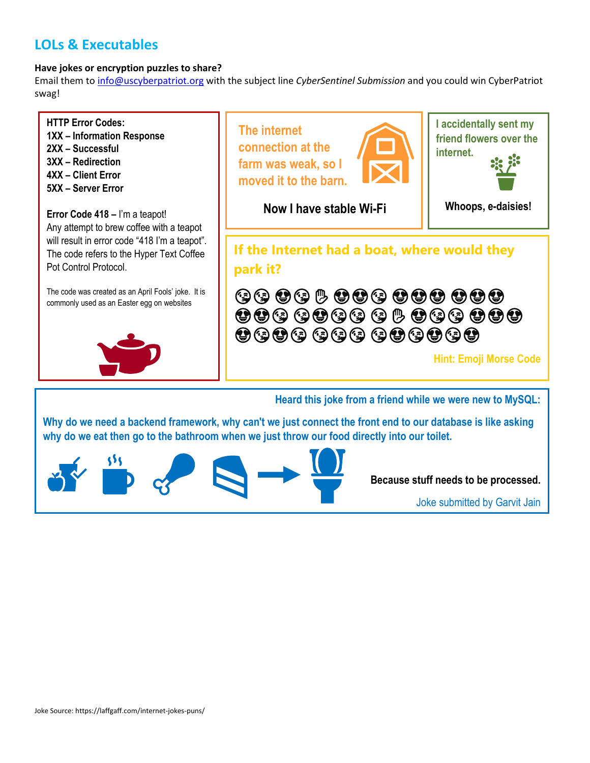## LOLs & Executables

**Have jokes or encryption puzzles to share?**
Email them to info@uscyberpatriot.org with the subject line *CyberSentinel Submission* and you could win CyberPatriot swag!

**HTTP Error Codes:**
**1XX – Information Response**
**2XX – Successful**
**3XX – Redirection**
**4XX – Client Error**
**5XX – Server Error**

**Error Code 418 –** I'm a teapot!
Any attempt to brew coffee with a teapot will result in error code "418 I'm a teapot". The code refers to the Hyper Text Coffee Pot Control Protocol.

The code was created as an April Fools' joke. It is commonly used as an Easter egg on websites

The internet connection at the farm was weak, so I moved it to the barn.

**Now I have stable Wi-Fi**

I accidentally sent my friend flowers over the internet.

**Whoops, e-daisies!**

**If the Internet had a boat, where would they park it?**

😘😘 😍😘 ✋ 😍😍😘 😍😍😍 😍😍😍
😍😍😘 😘😍😘😘 😘 ✋ 😍😘😘 😍😍😍
😍😘😍😘 😘😘😘 😘😍😘😍😘😍

Hint: Emoji Morse Code

**Heard this joke from a friend while we were new to MySQL:**

**Why do we need a backend framework, why can't we just connect the front end to our database is like asking why do we eat then go to the bathroom when we just throw our food directly into our toilet.**

**Because stuff needs to be processed.**

Joke submitted by Garvit Jain

Joke Source: https://laffgaff.com/internet-jokes-puns/